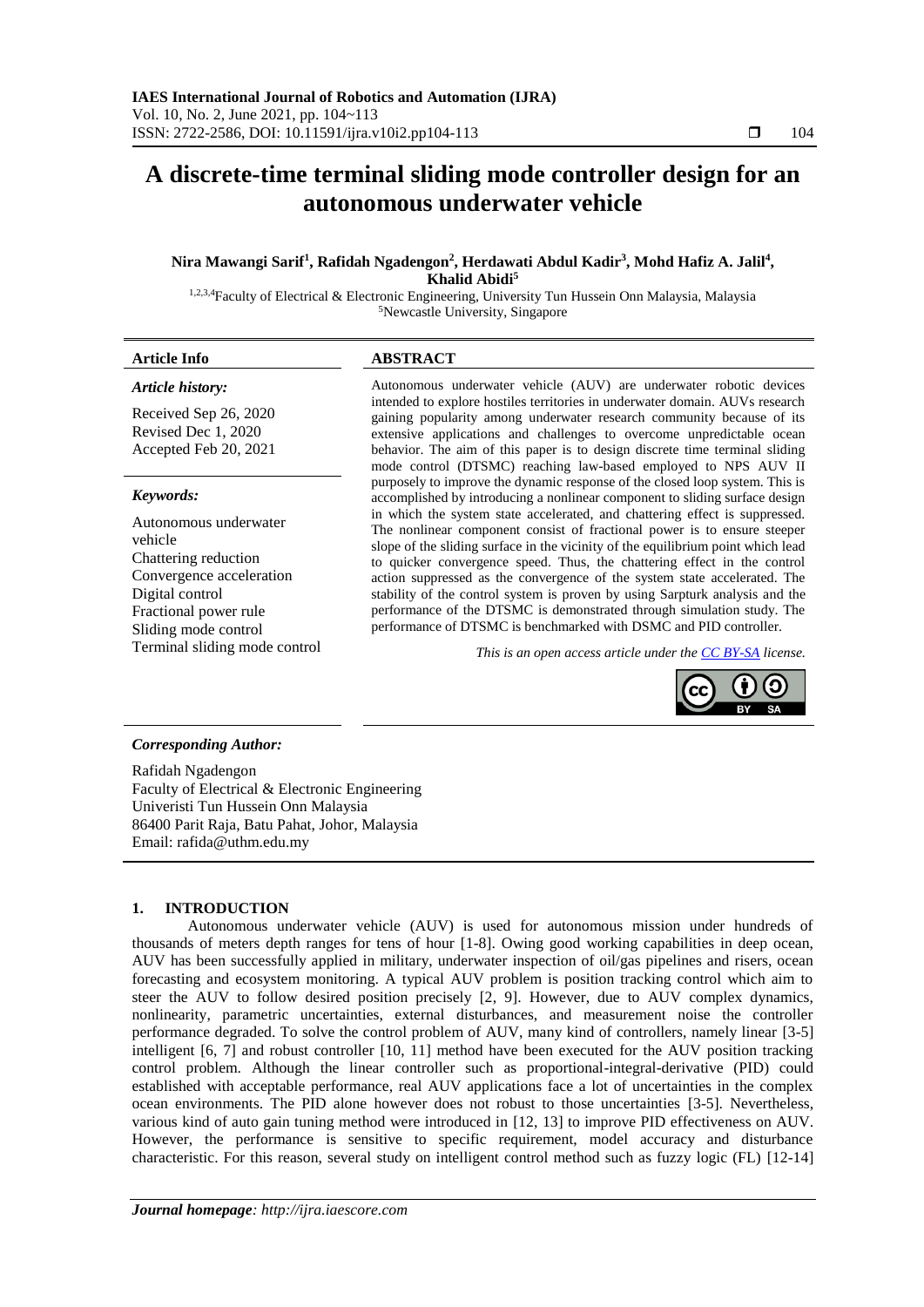# A discrete-time terminal sliding mode controller design for an autonomous underwater vehicle

**Nira Mawangi Sarif[1], Rafidah Ngadengon[2], Herdawati Abdul Kadir[3], Mohd Hafiz A. Jalil[4], Khalid Abidi[5]**

[1,2,3,4]Faculty of Electrical & Electronic Engineering, University Tun Hussein Onn Malaysia, Malaysia
[5]Newcastle University, Singapore

## Article Info

***Article history:***

Received Sep 26, 2020
Revised Dec 1, 2020
Accepted Feb 20, 2021

***Keywords:***

Autonomous underwater vehicle
Chattering reduction
Convergence acceleration
Digital control
Fractional power rule
Sliding mode control
Terminal sliding mode control

## ABSTRACT

Autonomous underwater vehicle (AUV) are underwater robotic devices intended to explore hostiles territories in underwater domain. AUVs research gaining popularity among underwater research community because of its extensive applications and challenges to overcome unpredictable ocean behavior. The aim of this paper is to design discrete time terminal sliding mode control (DTSMC) reaching law-based employed to NPS AUV II purposely to improve the dynamic response of the closed loop system. This is accomplished by introducing a nonlinear component to sliding surface design in which the system state accelerated, and chattering effect is suppressed. The nonlinear component consist of fractional power is to ensure steeper slope of the sliding surface in the vicinity of the equilibrium point which lead to quicker convergence speed. Thus, the chattering effect in the control action suppressed as the convergence of the system state accelerated. The stability of the control system is proven by using Sarpturk analysis and the performance of the DTSMC is demonstrated through simulation study. The performance of DTSMC is benchmarked with DSMC and PID controller.

*This is an open access article under the CC BY-SA license.*

***Corresponding Author:***

Rafidah Ngadengon
Faculty of Electrical & Electronic Engineering
Univeristi Tun Hussein Onn Malaysia
86400 Parit Raja, Batu Pahat, Johor, Malaysia
Email: rafida@uthm.edu.my

## 1. INTRODUCTION

Autonomous underwater vehicle (AUV) is used for autonomous mission under hundreds of thousands of meters depth ranges for tens of hour [1-8]. Owing good working capabilities in deep ocean, AUV has been successfully applied in military, underwater inspection of oil/gas pipelines and risers, ocean forecasting and ecosystem monitoring. A typical AUV problem is position tracking control which aim to steer the AUV to follow desired position precisely [2, 9]. However, due to AUV complex dynamics, nonlinearity, parametric uncertainties, external disturbances, and measurement noise the controller performance degraded. To solve the control problem of AUV, many kind of controllers, namely linear [3-5] intelligent [6, 7] and robust controller [10, 11] method have been executed for the AUV position tracking control problem. Although the linear controller such as proportional-integral-derivative (PID) could established with acceptable performance, real AUV applications face a lot of uncertainties in the complex ocean environments. The PID alone however does not robust to those uncertainties [3-5]. Nevertheless, various kind of auto gain tuning method were introduced in [12, 13] to improve PID effectiveness on AUV. However, the performance is sensitive to specific requirement, model accuracy and disturbance characteristic. For this reason, several study on intelligent control method such as fuzzy logic (FL) [12-14]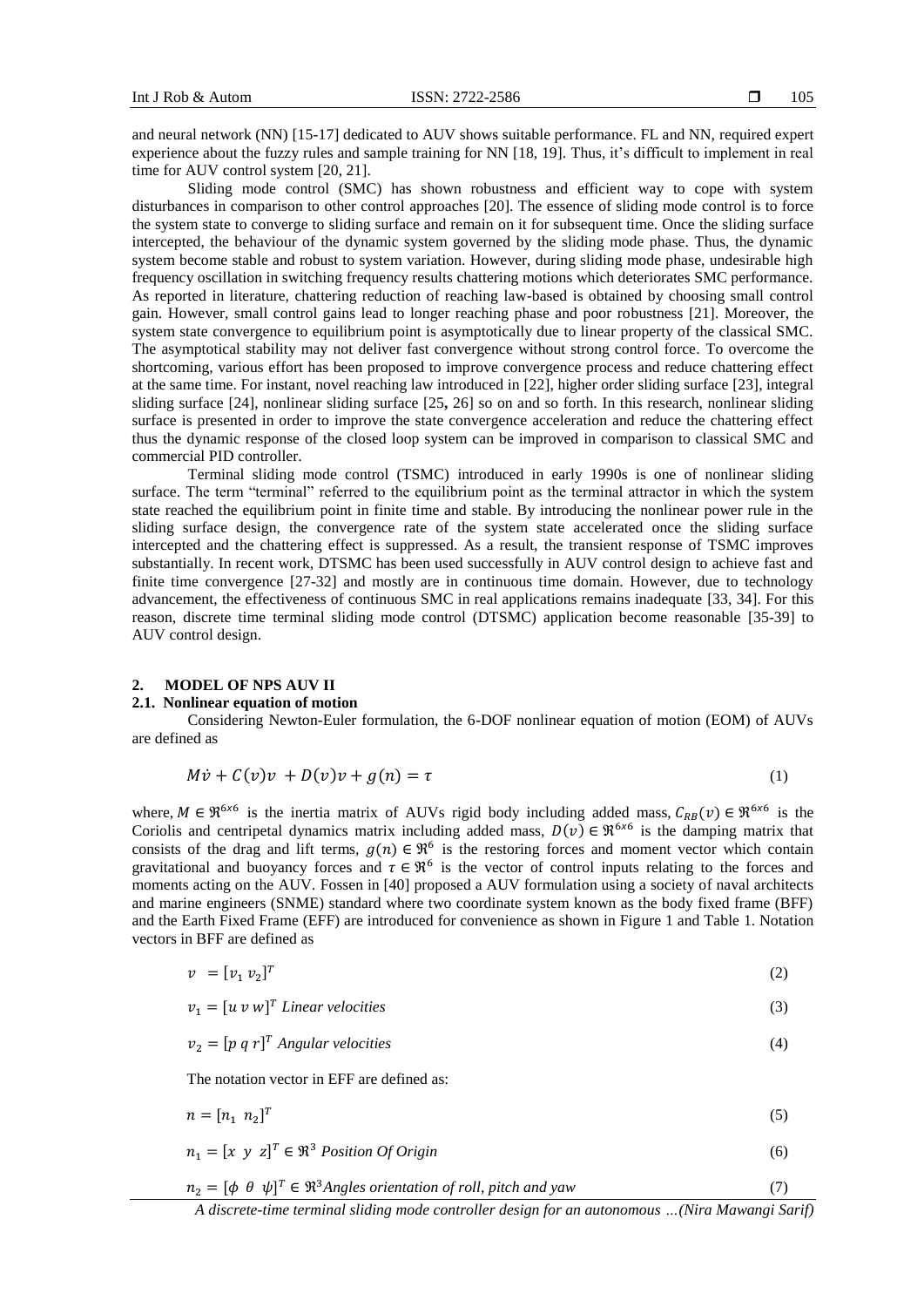and neural network (NN) [15-17] dedicated to AUV shows suitable performance. FL and NN, required expert experience about the fuzzy rules and sample training for NN [18, 19]. Thus, it's difficult to implement in real time for AUV control system [20, 21].

Sliding mode control (SMC) has shown robustness and efficient way to cope with system disturbances in comparison to other control approaches [20]. The essence of sliding mode control is to force the system state to converge to sliding surface and remain on it for subsequent time. Once the sliding surface intercepted, the behaviour of the dynamic system governed by the sliding mode phase. Thus, the dynamic system become stable and robust to system variation. However, during sliding mode phase, undesirable high frequency oscillation in switching frequency results chattering motions which deteriorates SMC performance. As reported in literature, chattering reduction of reaching law-based is obtained by choosing small control gain. However, small control gains lead to longer reaching phase and poor robustness [21]. Moreover, the system state convergence to equilibrium point is asymptotically due to linear property of the classical SMC. The asymptotical stability may not deliver fast convergence without strong control force. To overcome the shortcoming, various effort has been proposed to improve convergence process and reduce chattering effect at the same time. For instant, novel reaching law introduced in [22], higher order sliding surface [23], integral sliding surface [24], nonlinear sliding surface [25**,** 26] so on and so forth. In this research, nonlinear sliding surface is presented in order to improve the state convergence acceleration and reduce the chattering effect thus the dynamic response of the closed loop system can be improved in comparison to classical SMC and commercial PID controller.

Terminal sliding mode control (TSMC) introduced in early 1990s is one of nonlinear sliding surface. The term "terminal" referred to the equilibrium point as the terminal attractor in which the system state reached the equilibrium point in finite time and stable. By introducing the nonlinear power rule in the sliding surface design, the convergence rate of the system state accelerated once the sliding surface intercepted and the chattering effect is suppressed. As a result, the transient response of TSMC improves substantially. In recent work, DTSMC has been used successfully in AUV control design to achieve fast and finite time convergence [27-32] and mostly are in continuous time domain. However, due to technology advancement, the effectiveness of continuous SMC in real applications remains inadequate [33, 34]. For this reason, discrete time terminal sliding mode control (DTSMC) application become reasonable [35-39] to AUV control design.

## 2. MODEL OF NPS AUV II

### 2.1. Nonlinear equation of motion

Considering Newton-Euler formulation, the 6-DOF nonlinear equation of motion (EOM) of AUVs are defined as

$$M\dot{v} + C(v)v + D(v)v + g(n) = \tau \tag{1}$$

where, $M \in \Re^{6x6}$ is the inertia matrix of AUVs rigid body including added mass, $C_{RB}(v) \in \Re^{6x6}$ is the Coriolis and centripetal dynamics matrix including added mass, $D(v) \in \Re^{6x6}$ is the damping matrix that consists of the drag and lift terms, $g(n) \in \Re^{6}$ is the restoring forces and moment vector which contain gravitational and buoyancy forces and $\tau \in \Re^{6}$ is the vector of control inputs relating to the forces and moments acting on the AUV. Fossen in [40] proposed a AUV formulation using a society of naval architects and marine engineers (SNME) standard where two coordinate system known as the body fixed frame (BFF) and the Earth Fixed Frame (EFF) are introduced for convenience as shown in Figure 1 and Table 1. Notation vectors in BFF are defined as

$$v = [v_1 \ v_2]^T \tag{2}$$

$$v_1 = [u \ v \ w]^T \ \textit{Linear velocities} \tag{3}$$

$$v_2 = [p \ q \ r]^T \ \textit{Angular velocities} \tag{4}$$

The notation vector in EFF are defined as:

$$n = [n_1 \ \ n_2]^T \tag{5}$$

$$n_1 = [x \ \ y \ \ z]^T \in \Re^3 \ \textit{Position Of Origin} \tag{6}$$

$$n_2 = [\phi \ \ \theta \ \ \psi]^T \in \Re^3 \textit{Angles orientation of roll, pitch and yaw} \tag{7}$$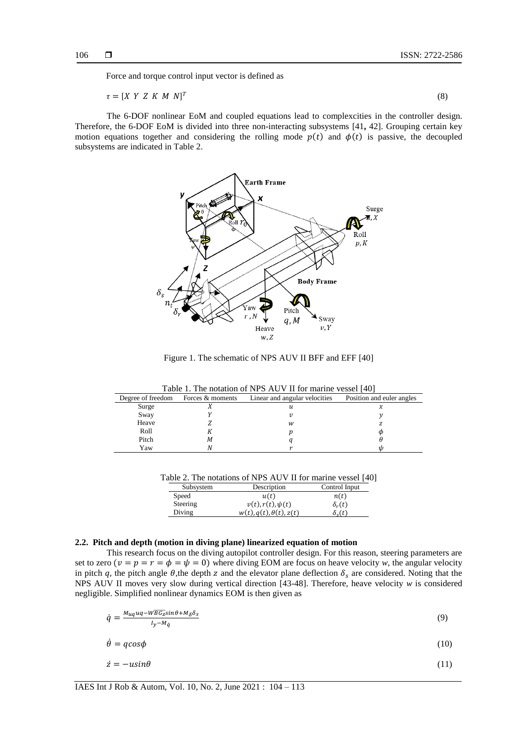Force and torque control input vector is defined as

$$\tau = [X \ Y \ Z \ K \ M \ N]^T \tag{8}$$

The 6-DOF nonlinear EoM and coupled equations lead to complexcities in the controller design. Therefore, the 6-DOF EoM is divided into three non-interacting subsystems [41, 42]. Grouping certain key motion equations together and considering the rolling mode $p(t)$ and $\phi(t)$ is passive, the decoupled subsystems are indicated in Table 2.

Figure 1. The schematic of NPS AUV II BFF and EFF [40]

Table 1. The notation of NPS AUV II for marine vessel [40]

| Degree of freedom | Forces & moments | Linear and angular velocities | Position and euler angles |
|---|---|---|---|
| Surge | $X$ | $u$ | $x$ |
| Sway | $Y$ | $v$ | $y$ |
| Heave | $Z$ | $w$ | $z$ |
| Roll | $K$ | $p$ | $\phi$ |
| Pitch | $M$ | $q$ | $\theta$ |
| Yaw | $N$ | $r$ | $\psi$ |

Table 2. The notations of NPS AUV II for marine vessel [40]

| Subsystem | Description | Control Input |
|---|---|---|
| Speed | $u(t)$ | $n(t)$ |
| Steering | $v(t), r(t), \psi(t)$ | $\delta_r(t)$ |
| Diving | $w(t), q(t), \theta(t), z(t)$ | $\delta_s(t)$ |

### 2.2. Pitch and depth (motion in diving plane) linearized equation of motion

This research focus on the diving autopilot controller design. For this reason, steering parameters are set to zero ($v = p = r = \phi = \psi = 0$) where diving EOM are focus on heave velocity $w$, the angular velocity in pitch $q$, the pitch angle $\theta$,the depth $z$ and the elevator plane deflection $\delta_s$ are considered. Noting that the NPS AUV II moves very slow during vertical direction [43-48]. Therefore, heave velocity $w$ is considered negligible. Simplified nonlinear dynamics EOM is then given as

$$\dot{q} = \frac{M_{uq}uq - W\overline{BG_z}\sin\theta + M_{\delta}\delta_s}{I_y - M_{\dot{q}}} \tag{9}$$

$$\dot{\theta} = q\cos\phi \tag{10}$$

$$\dot{z} = -u\sin\theta \tag{11}$$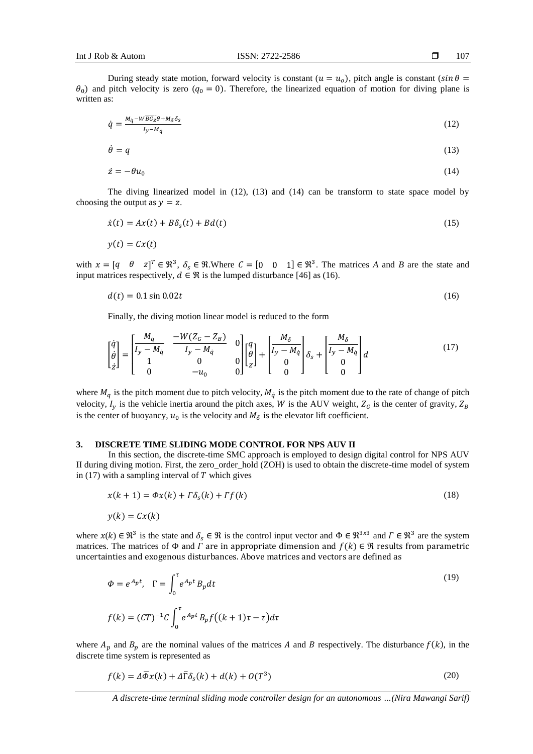During steady state motion, forward velocity is constant ($u = u_o$), pitch angle is constant ($sin\,\theta = \theta_0$) and pitch velocity is zero ($q_0 = 0$). Therefore, the linearized equation of motion for diving plane is written as:

$$\dot{q} = \frac{M_{\dot{q}} - W\overline{BG_z}\theta + M_\delta \delta_s}{I_y - M_{\dot{q}}} \tag{12}$$

$$\dot{\theta} = q \tag{13}$$

$$\dot{z} = -\theta u_0 \tag{14}$$

The diving linearized model in (12), (13) and (14) can be transform to state space model by choosing the output as $y = z$.

$$\dot{x}(t) = Ax(t) + B\delta_s(t) + Bd(t) \tag{15}$$

$$y(t) = Cx(t)$$

with $x = [q \quad \theta \quad z]^T \in \Re^3$, $\delta_s \in \Re$.Where $C = [0 \quad 0 \quad 1] \in \Re^3$. The matrices $A$ and $B$ are the state and input matrices respectively, $d \in \Re$ is the lumped disturbance [46] as (16).

$$d(t) = 0.1 \sin 0.02t \tag{16}$$

Finally, the diving motion linear model is reduced to the form

$$\begin{bmatrix} \dot{q} \\ \dot{\theta} \\ \dot{z} \end{bmatrix} = \begin{bmatrix} \frac{M_q}{I_y - M_{\dot{q}}} & \frac{-W(Z_G - Z_B)}{I_y - M_{\dot{q}}} & 0 \\ 1 & 0 & 0 \\ 0 & -u_0 & 0 \end{bmatrix} \begin{bmatrix} q \\ \theta \\ z \end{bmatrix} + \begin{bmatrix} \frac{M_\delta}{I_y - M_{\dot{q}}} \\ 0 \\ 0 \end{bmatrix} \delta_s + \begin{bmatrix} \frac{M_\delta}{I_y - M_{\dot{q}}} \\ 0 \\ 0 \end{bmatrix} d \tag{17}$$

where $M_q$ is the pitch moment due to pitch velocity, $M_{\dot{q}}$ is the pitch moment due to the rate of change of pitch velocity, $I_y$ is the vehicle inertia around the pitch axes, $W$ is the AUV weight, $Z_G$ is the center of gravity, $Z_B$ is the center of buoyancy, $u_0$ is the velocity and $M_\delta$ is the elevator lift coefficient.

## 3. DISCRETE TIME SLIDING MODE CONTROL FOR NPS AUV II

In this section, the discrete-time SMC approach is employed to design digital control for NPS AUV II during diving motion. First, the zero_order_hold (ZOH) is used to obtain the discrete-time model of system in (17) with a sampling interval of $T$ which gives

$$x(k+1) = \Phi x(k) + \Gamma \delta_s(k) + \Gamma f(k) \tag{18}$$

$$y(k) = Cx(k)$$

where $x(k) \in \Re^3$ is the state and $\delta_s \in \Re$ is the control input vector and $\Phi \in \Re^{3x3}$ and $\Gamma \in \Re^3$ are the system matrices. The matrices of $\Phi$ and $\Gamma$ are in appropriate dimension and $f(k) \in \Re$ results from parametric uncertainties and exogenous disturbances. Above matrices and vectors are defined as

$$\Phi = e^{A_p t}, \quad \Gamma = \int_0^\tau e^{A_p t} B_p dt \tag{19}$$

$$f(k) = (CT)^{-1} C \int_0^\tau e^{A_p t} B_p f\big((k+1)\tau - \tau\big) d\tau$$

where $A_p$ and $B_p$ are the nominal values of the matrices $A$ and $B$ respectively. The disturbance $f(k)$, in the discrete time system is represented as

$$f(k) = \Delta\bar{\Phi}x(k) + \Delta\bar{\Gamma}\delta_s(k) + d(k) + O(T^3) \tag{20}$$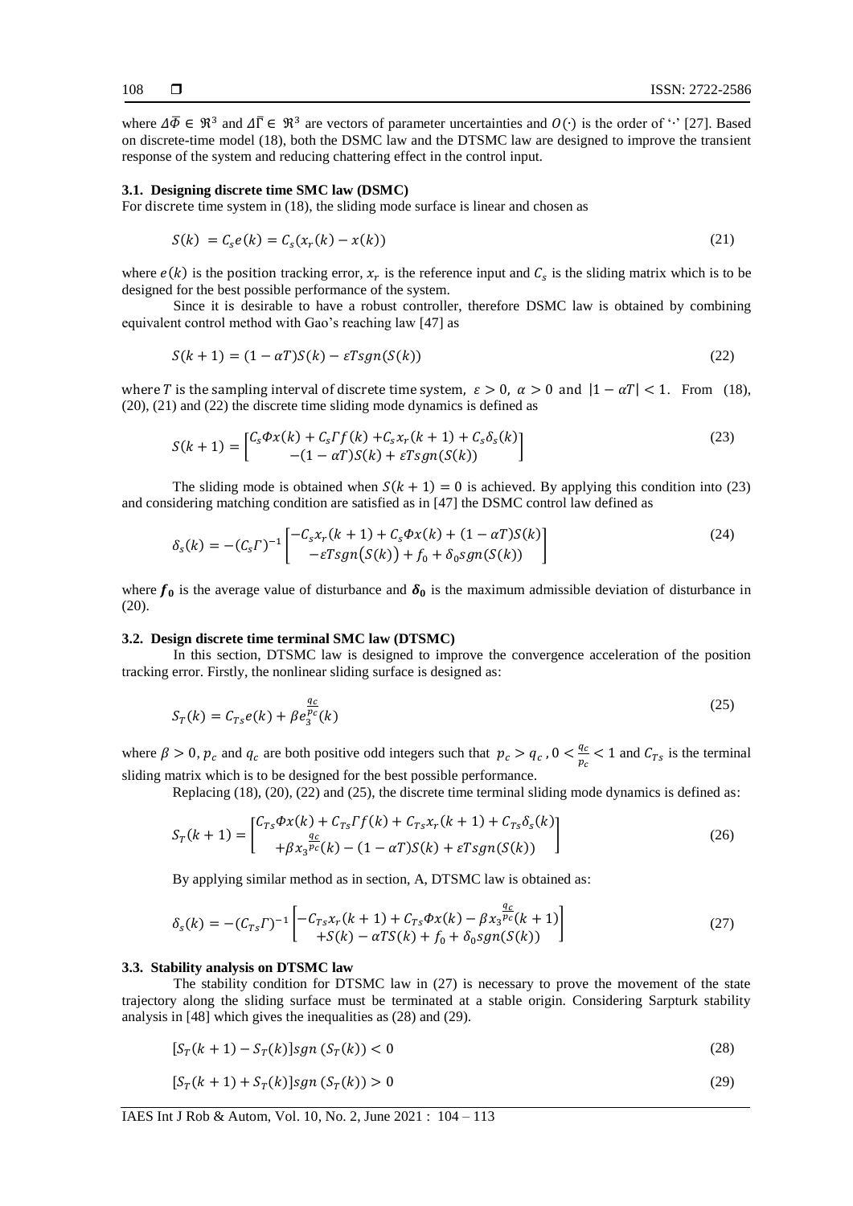where $\Delta\bar{\Phi} \in \Re^3$ and $\Delta\bar{\Gamma} \in \Re^3$ are vectors of parameter uncertainties and $O(\cdot)$ is the order of '·' [27]. Based on discrete-time model (18), both the DSMC law and the DTSMC law are designed to improve the transient response of the system and reducing chattering effect in the control input.

### 3.1. Designing discrete time SMC law (DSMC)

For discrete time system in (18), the sliding mode surface is linear and chosen as

$$S(k) = C_s e(k) = C_s(x_r(k) - x(k)) \tag{21}$$

where $e(k)$ is the position tracking error, $x_r$ is the reference input and $C_s$ is the sliding matrix which is to be designed for the best possible performance of the system.

Since it is desirable to have a robust controller, therefore DSMC law is obtained by combining equivalent control method with Gao's reaching law [47] as

$$S(k+1) = (1 - \alpha T)S(k) - \varepsilon T sgn(S(k)) \tag{22}$$

where $T$ is the sampling interval of discrete time system, $\varepsilon > 0$, $\alpha > 0$ and $|1 - \alpha T| < 1$. From (18), (20), (21) and (22) the discrete time sliding mode dynamics is defined as

$$S(k+1) = \begin{bmatrix} C_s\Phi x(k) + C_s\Gamma f(k) + C_s x_r(k+1) + C_s\delta_s(k) \\ -(1-\alpha T)S(k) + \varepsilon T sgn(S(k)) \end{bmatrix} \tag{23}$$

The sliding mode is obtained when $S(k+1) = 0$ is achieved. By applying this condition into (23) and considering matching condition are satisfied as in [47] the DSMC control law defined as

$$\delta_s(k) = -(C_s\Gamma)^{-1}\begin{bmatrix} -C_s x_r(k+1) + C_s\Phi x(k) + (1-\alpha T)S(k) \\ -\varepsilon T sgn(S(k)) + f_0 + \delta_0 sgn(S(k)) \end{bmatrix} \tag{24}$$

where $\boldsymbol{f_0}$ is the average value of disturbance and $\boldsymbol{\delta_0}$ is the maximum admissible deviation of disturbance in (20).

### 3.2. Design discrete time terminal SMC law (DTSMC)

In this section, DTSMC law is designed to improve the convergence acceleration of the position tracking error. Firstly, the nonlinear sliding surface is designed as:

$$S_T(k) = C_{Ts}e(k) + \beta e_3^{\frac{q_c}{p_c}}(k) \tag{25}$$

where $\beta > 0$, $p_c$ and $q_c$ are both positive odd integers such that $p_c > q_c$, $0 < \frac{q_c}{p_c} < 1$ and $C_{Ts}$ is the terminal sliding matrix which is to be designed for the best possible performance.

Replacing (18), (20), (22) and (25), the discrete time terminal sliding mode dynamics is defined as:

$$S_T(k+1) = \begin{bmatrix} C_{Ts}\Phi x(k) + C_{Ts}\Gamma f(k) + C_{Ts}x_r(k+1) + C_{Ts}\delta_s(k) \\ +\beta x_3^{\frac{q_c}{p_c}}(k) - (1-\alpha T)S(k) + \varepsilon T sgn(S(k)) \end{bmatrix} \tag{26}$$

By applying similar method as in section, A, DTSMC law is obtained as:

$$\delta_s(k) = -(C_{Ts}\Gamma)^{-1}\begin{bmatrix} -C_{Ts}x_r(k+1) + C_{Ts}\Phi x(k) - \beta x_3^{\frac{q_c}{p_c}}(k+1) \\ +S(k) - \alpha T S(k) + f_0 + \delta_0 sgn(S(k)) \end{bmatrix} \tag{27}$$

### 3.3. Stability analysis on DTSMC law

The stability condition for DTSMC law in (27) is necessary to prove the movement of the state trajectory along the sliding surface must be terminated at a stable origin. Considering Sarpturk stability analysis in [48] which gives the inequalities as (28) and (29).

$$[S_T(k+1) - S_T(k)]sgn(S_T(k)) < 0 \tag{28}$$

$$[S_T(k+1) + S_T(k)]sgn(S_T(k)) > 0 \tag{29}$$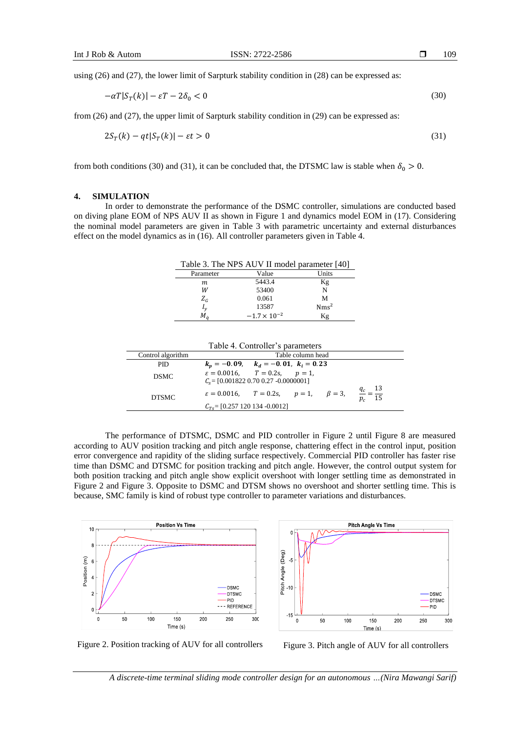using (26) and (27), the lower limit of Sarpturk stability condition in (28) can be expressed as:

$$-\alpha T|S_T(k)| - \varepsilon T - 2\delta_0 < 0 \tag{30}$$

from (26) and (27), the upper limit of Sarpturk stability condition in (29) can be expressed as:

$$2S_T(k) - qt|S_T(k)| - \varepsilon t > 0 \tag{31}$$

from both conditions (30) and (31), it can be concluded that, the DTSMC law is stable when $\delta_0 > 0$.

## 4. SIMULATION

In order to demonstrate the performance of the DSMC controller, simulations are conducted based on diving plane EOM of NPS AUV II as shown in Figure 1 and dynamics model EOM in (17). Considering the nominal model parameters are given in Table 3 with parametric uncertainty and external disturbances effect on the model dynamics as in (16). All controller parameters given in Table 4.

Table 3. The NPS AUV II model parameter [40]

| Parameter | Value | Units |
|---|---|---|
| $m$ | 5443.4 | Kg |
| $W$ | 53400 | N |
| $Z_G$ | 0.061 | M |
| $I_y$ | 13587 | Nms$^2$ |
| $M_q$ | $-1.7\times 10^{-2}$ | Kg |

Table 4. Controller's parameters

| Control algorithm | Table column head |
|---|---|
| PID | $\boldsymbol{k_p = -0.09}$, $\boldsymbol{k_d = -0.01}$, $\boldsymbol{k_i = 0.23}$ |
| DSMC | $\varepsilon = 0.0016$, $T = 0.2$s, $p = 1$, $C_s$ = [0.001822 0.70 0.27 -0.0000001] |
| DTSMC | $\varepsilon = 0.0016$, $T = 0.2$s, $p = 1$, $\beta = 3$, $\frac{q_c}{p_c} = \frac{13}{15}$ $C_{TS}$ = [0.257 120 134 -0.0012] |

The performance of DTSMC, DSMC and PID controller in Figure 2 until Figure 8 are measured according to AUV position tracking and pitch angle response, chattering effect in the control input, position error convergence and rapidity of the sliding surface respectively. Commercial PID controller has faster rise time than DSMC and DTSMC for position tracking and pitch angle. However, the control output system for both position tracking and pitch angle show explicit overshoot with longer settling time as demonstrated in Figure 2 and Figure 3. Opposite to DSMC and DTSM shows no overshoot and shorter settling time. This is because, SMC family is kind of robust type controller to parameter variations and disturbances.

Figure 2. Position tracking of AUV for all controllers

Figure 3. Pitch angle of AUV for all controllers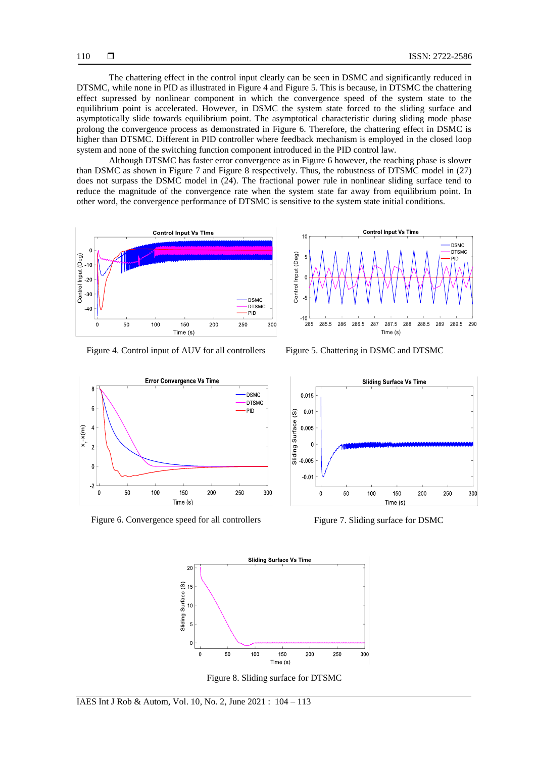The chattering effect in the control input clearly can be seen in DSMC and significantly reduced in DTSMC, while none in PID as illustrated in Figure 4 and Figure 5. This is because, in DTSMC the chattering effect supressed by nonlinear component in which the convergence speed of the system state to the equilibrium point is accelerated. However, in DSMC the system state forced to the sliding surface and asymptotically slide towards equilibrium point. The asymptotical characteristic during sliding mode phase prolong the convergence process as demonstrated in Figure 6. Therefore, the chattering effect in DSMC is higher than DTSMC. Different in PID controller where feedback mechanism is employed in the closed loop system and none of the switching function component introduced in the PID control law.

Although DTSMC has faster error convergence as in Figure 6 however, the reaching phase is slower than DSMC as shown in Figure 7 and Figure 8 respectively. Thus, the robustness of DTSMC model in (27) does not surpass the DSMC model in (24). The fractional power rule in nonlinear sliding surface tend to reduce the magnitude of the convergence rate when the system state far away from equilibrium point. In other word, the convergence performance of DTSMC is sensitive to the system state initial conditions.

Figure 4. Control input of AUV for all controllers

Figure 5. Chattering in DSMC and DTSMC

Figure 6. Convergence speed for all controllers

Figure 7. Sliding surface for DSMC

Figure 8. Sliding surface for DTSMC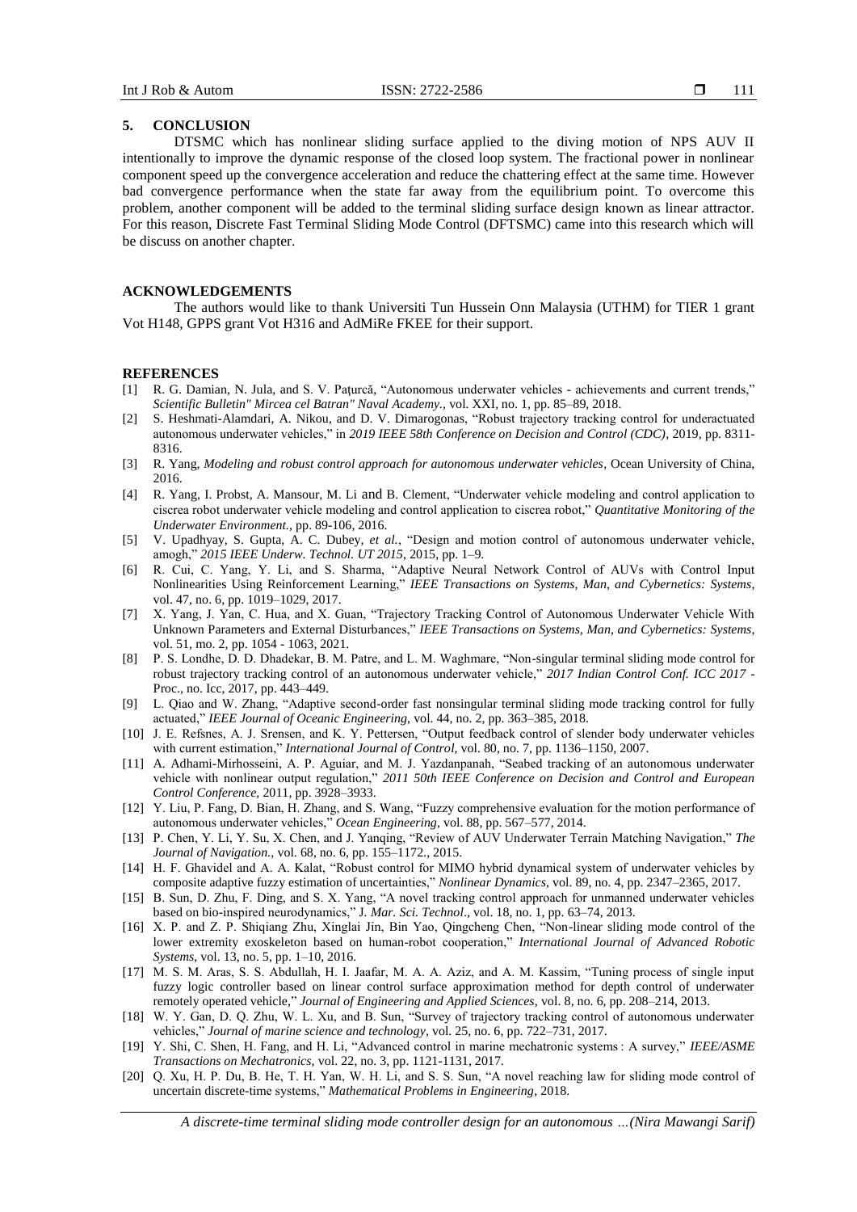## 5. CONCLUSION

DTSMC which has nonlinear sliding surface applied to the diving motion of NPS AUV II intentionally to improve the dynamic response of the closed loop system. The fractional power in nonlinear component speed up the convergence acceleration and reduce the chattering effect at the same time. However bad convergence performance when the state far away from the equilibrium point. To overcome this problem, another component will be added to the terminal sliding surface design known as linear attractor. For this reason, Discrete Fast Terminal Sliding Mode Control (DFTSMC) came into this research which will be discuss on another chapter.

## ACKNOWLEDGEMENTS

The authors would like to thank Universiti Tun Hussein Onn Malaysia (UTHM) for TIER 1 grant Vot H148, GPPS grant Vot H316 and AdMiRe FKEE for their support.

## REFERENCES

[1] R. G. Damian, N. Jula, and S. V. Paţurcă, "Autonomous underwater vehicles - achievements and current trends," *Scientific Bulletin" Mircea cel Batran" Naval Academy.*, vol. XXI, no. 1, pp. 85–89, 2018.

[2] S. Heshmati-Alamdari, A. Nikou, and D. V. Dimarogonas, "Robust trajectory tracking control for underactuated autonomous underwater vehicles," in *2019 IEEE 58th Conference on Decision and Control (CDC)*, 2019, pp. 8311-8316.

[3] R. Yang, *Modeling and robust control approach for autonomous underwater vehicles*, Ocean University of China, 2016.

[4] R. Yang, I. Probst, A. Mansour, M. Li and B. Clement, "Underwater vehicle modeling and control application to ciscrea robot underwater vehicle modeling and control application to ciscrea robot," *Quantitative Monitoring of the Underwater Environment.*, pp. 89-106, 2016.

[5] V. Upadhyay, S. Gupta, A. C. Dubey, *et al.*, "Design and motion control of autonomous underwater vehicle, amogh," *2015 IEEE Underw. Technol. UT 2015*, 2015, pp. 1–9.

[6] R. Cui, C. Yang, Y. Li, and S. Sharma, "Adaptive Neural Network Control of AUVs with Control Input Nonlinearities Using Reinforcement Learning," *IEEE Transactions on Systems, Man, and Cybernetics: Systems*, vol. 47, no. 6, pp. 1019–1029, 2017.

[7] X. Yang, J. Yan, C. Hua, and X. Guan, "Trajectory Tracking Control of Autonomous Underwater Vehicle With Unknown Parameters and External Disturbances," *IEEE Transactions on Systems, Man, and Cybernetics: Systems*, vol. 51, mo. 2, pp. 1054 - 1063, 2021.

[8] P. S. Londhe, D. D. Dhadekar, B. M. Patre, and L. M. Waghmare, "Non-singular terminal sliding mode control for robust trajectory tracking control of an autonomous underwater vehicle," *2017 Indian Control Conf. ICC 2017* - Proc., no. Icc, 2017, pp. 443–449.

[9] L. Qiao and W. Zhang, "Adaptive second-order fast nonsingular terminal sliding mode tracking control for fully actuated," *IEEE Journal of Oceanic Engineering*, vol. 44, no. 2, pp. 363–385, 2018.

[10] J. E. Refsnes, A. J. Srensen, and K. Y. Pettersen, "Output feedback control of slender body underwater vehicles with current estimation," *International Journal of Control*, vol. 80, no. 7, pp. 1136–1150, 2007.

[11] A. Adhami-Mirhosseini, A. P. Aguiar, and M. J. Yazdanpanah, "Seabed tracking of an autonomous underwater vehicle with nonlinear output regulation," *2011 50th IEEE Conference on Decision and Control and European Control Conference*, 2011, pp. 3928–3933.

[12] Y. Liu, P. Fang, D. Bian, H. Zhang, and S. Wang, "Fuzzy comprehensive evaluation for the motion performance of autonomous underwater vehicles," *Ocean Engineering*, vol. 88, pp. 567–577, 2014.

[13] P. Chen, Y. Li, Y. Su, X. Chen, and J. Yanqing, "Review of AUV Underwater Terrain Matching Navigation," *The Journal of Navigation.*, vol. 68, no. 6, pp. 155–1172., 2015.

[14] H. F. Ghavidel and A. A. Kalat, "Robust control for MIMO hybrid dynamical system of underwater vehicles by composite adaptive fuzzy estimation of uncertainties," *Nonlinear Dynamics*, vol. 89, no. 4, pp. 2347–2365, 2017.

[15] B. Sun, D. Zhu, F. Ding, and S. X. Yang, "A novel tracking control approach for unmanned underwater vehicles based on bio-inspired neurodynamics," J. *Mar. Sci. Technol*., vol. 18, no. 1, pp. 63–74, 2013.

[16] X. P. and Z. P. Shiqiang Zhu, Xinglai Jin, Bin Yao, Qingcheng Chen, "Non-linear sliding mode control of the lower extremity exoskeleton based on human-robot cooperation," *International Journal of Advanced Robotic Systems*, vol. 13, no. 5, pp. 1–10, 2016.

[17] M. S. M. Aras, S. S. Abdullah, H. I. Jaafar, M. A. A. Aziz, and A. M. Kassim, "Tuning process of single input fuzzy logic controller based on linear control surface approximation method for depth control of underwater remotely operated vehicle," *Journal of Engineering and Applied Sciences*, vol. 8, no. 6, pp. 208–214, 2013.

[18] W. Y. Gan, D. Q. Zhu, W. L. Xu, and B. Sun, "Survey of trajectory tracking control of autonomous underwater vehicles," *Journal of marine science and technology*, vol. 25, no. 6, pp. 722–731, 2017.

[19] Y. Shi, C. Shen, H. Fang, and H. Li, "Advanced control in marine mechatronic systems : A survey," *IEEE/ASME Transactions on Mechatronics*, vol. 22, no. 3, pp. 1121-1131, 2017.

[20] Q. Xu, H. P. Du, B. He, T. H. Yan, W. H. Li, and S. S. Sun, "A novel reaching law for sliding mode control of uncertain discrete-time systems," *Mathematical Problems in Engineering*, 2018.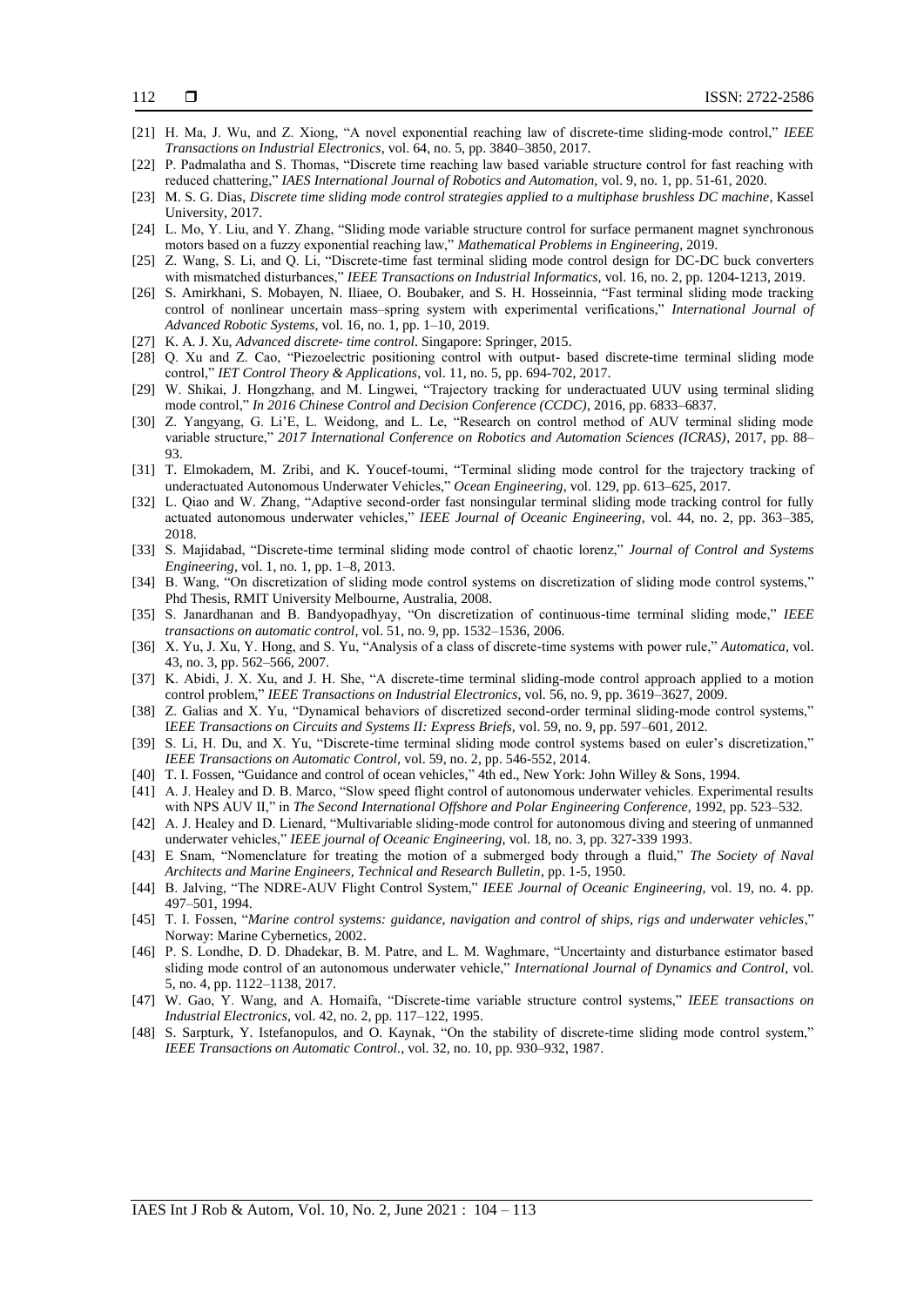[21] H. Ma, J. Wu, and Z. Xiong, "A novel exponential reaching law of discrete-time sliding-mode control," *IEEE Transactions on Industrial Electronics*, vol. 64, no. 5, pp. 3840–3850, 2017.

[22] P. Padmalatha and S. Thomas, "Discrete time reaching law based variable structure control for fast reaching with reduced chattering," *IAES International Journal of Robotics and Automation*, vol. 9, no. 1, pp. 51-61, 2020.

[23] M. S. G. Dias, *Discrete time sliding mode control strategies applied to a multiphase brushless DC machine*, Kassel University, 2017.

[24] L. Mo, Y. Liu, and Y. Zhang, "Sliding mode variable structure control for surface permanent magnet synchronous motors based on a fuzzy exponential reaching law," *Mathematical Problems in Engineering*, 2019.

[25] Z. Wang, S. Li, and Q. Li, "Discrete-time fast terminal sliding mode control design for DC-DC buck converters with mismatched disturbances," *IEEE Transactions on Industrial Informatics*, vol. 16, no. 2, pp. 1204-1213, 2019.

[26] S. Amirkhani, S. Mobayen, N. Iliaee, O. Boubaker, and S. H. Hosseinnia, "Fast terminal sliding mode tracking control of nonlinear uncertain mass–spring system with experimental verifications," *International Journal of Advanced Robotic Systems*, vol. 16, no. 1, pp. 1–10, 2019.

[27] K. A. J. Xu, *Advanced discrete- time control*. Singapore: Springer, 2015.

[28] Q. Xu and Z. Cao, "Piezoelectric positioning control with output- based discrete-time terminal sliding mode control," *IET Control Theory & Applications*, vol. 11, no. 5, pp. 694-702, 2017.

[29] W. Shikai, J. Hongzhang, and M. Lingwei, "Trajectory tracking for underactuated UUV using terminal sliding mode control," *In 2016 Chinese Control and Decision Conference (CCDC)*, 2016, pp. 6833–6837.

[30] Z. Yangyang, G. Li'E, L. Weidong, and L. Le, "Research on control method of AUV terminal sliding mode variable structure," *2017 International Conference on Robotics and Automation Sciences (ICRAS)*, 2017, pp. 88–93.

[31] T. Elmokadem, M. Zribi, and K. Youcef-toumi, "Terminal sliding mode control for the trajectory tracking of underactuated Autonomous Underwater Vehicles," *Ocean Engineering*, vol. 129, pp. 613–625, 2017.

[32] L. Qiao and W. Zhang, "Adaptive second-order fast nonsingular terminal sliding mode tracking control for fully actuated autonomous underwater vehicles," *IEEE Journal of Oceanic Engineering*, vol. 44, no. 2, pp. 363–385, 2018.

[33] S. Majidabad, "Discrete-time terminal sliding mode control of chaotic lorenz," *Journal of Control and Systems Engineering*, vol. 1, no. 1, pp. 1–8, 2013.

[34] B. Wang, "On discretization of sliding mode control systems on discretization of sliding mode control systems," Phd Thesis, RMIT University Melbourne, Australia, 2008.

[35] S. Janardhanan and B. Bandyopadhyay, "On discretization of continuous-time terminal sliding mode," *IEEE transactions on automatic control*, vol. 51, no. 9, pp. 1532–1536, 2006.

[36] X. Yu, J. Xu, Y. Hong, and S. Yu, "Analysis of a class of discrete-time systems with power rule," *Automatica*, vol. 43, no. 3, pp. 562–566, 2007.

[37] K. Abidi, J. X. Xu, and J. H. She, "A discrete-time terminal sliding-mode control approach applied to a motion control problem," *IEEE Transactions on Industrial Electronics*, vol. 56, no. 9, pp. 3619–3627, 2009.

[38] Z. Galias and X. Yu, "Dynamical behaviors of discretized second-order terminal sliding-mode control systems," *IEEE Transactions on Circuits and Systems II: Express Briefs*, vol. 59, no. 9, pp. 597–601, 2012.

[39] S. Li, H. Du, and X. Yu, "Discrete-time terminal sliding mode control systems based on euler's discretization," *IEEE Transactions on Automatic Control*, vol. 59, no. 2, pp. 546-552, 2014.

[40] T. I. Fossen, "Guidance and control of ocean vehicles," 4th ed., New York: John Willey & Sons, 1994.

[41] A. J. Healey and D. B. Marco, "Slow speed flight control of autonomous underwater vehicles. Experimental results with NPS AUV II," in *The Second International Offshore and Polar Engineering Conference*, 1992, pp. 523–532.

[42] A. J. Healey and D. Lienard, "Multivariable sliding-mode control for autonomous diving and steering of unmanned underwater vehicles," *IEEE journal of Oceanic Engineering*, vol. 18, no. 3, pp. 327-339 1993.

[43] E Snam, "Nomenclature for treating the motion of a submerged body through a fluid," *The Society of Naval Architects and Marine Engineers, Technical and Research Bulletin*, pp. 1-5, 1950.

[44] B. Jalving, "The NDRE-AUV Flight Control System," *IEEE Journal of Oceanic Engineering*, vol. 19, no. 4. pp. 497–501, 1994.

[45] T. I. Fossen, "*Marine control systems: guidance, navigation and control of ships, rigs and underwater vehicles*," Norway: Marine Cybernetics, 2002.

[46] P. S. Londhe, D. D. Dhadekar, B. M. Patre, and L. M. Waghmare, "Uncertainty and disturbance estimator based sliding mode control of an autonomous underwater vehicle," *International Journal of Dynamics and Control*, vol. 5, no. 4, pp. 1122–1138, 2017.

[47] W. Gao, Y. Wang, and A. Homaifa, "Discrete-time variable structure control systems," *IEEE transactions on Industrial Electronics*, vol. 42, no. 2, pp. 117–122, 1995.

[48] S. Sarpturk, Y. Istefanopulos, and O. Kaynak, "On the stability of discrete-time sliding mode control system," *IEEE Transactions on Automatic Control.*, vol. 32, no. 10, pp. 930–932, 1987.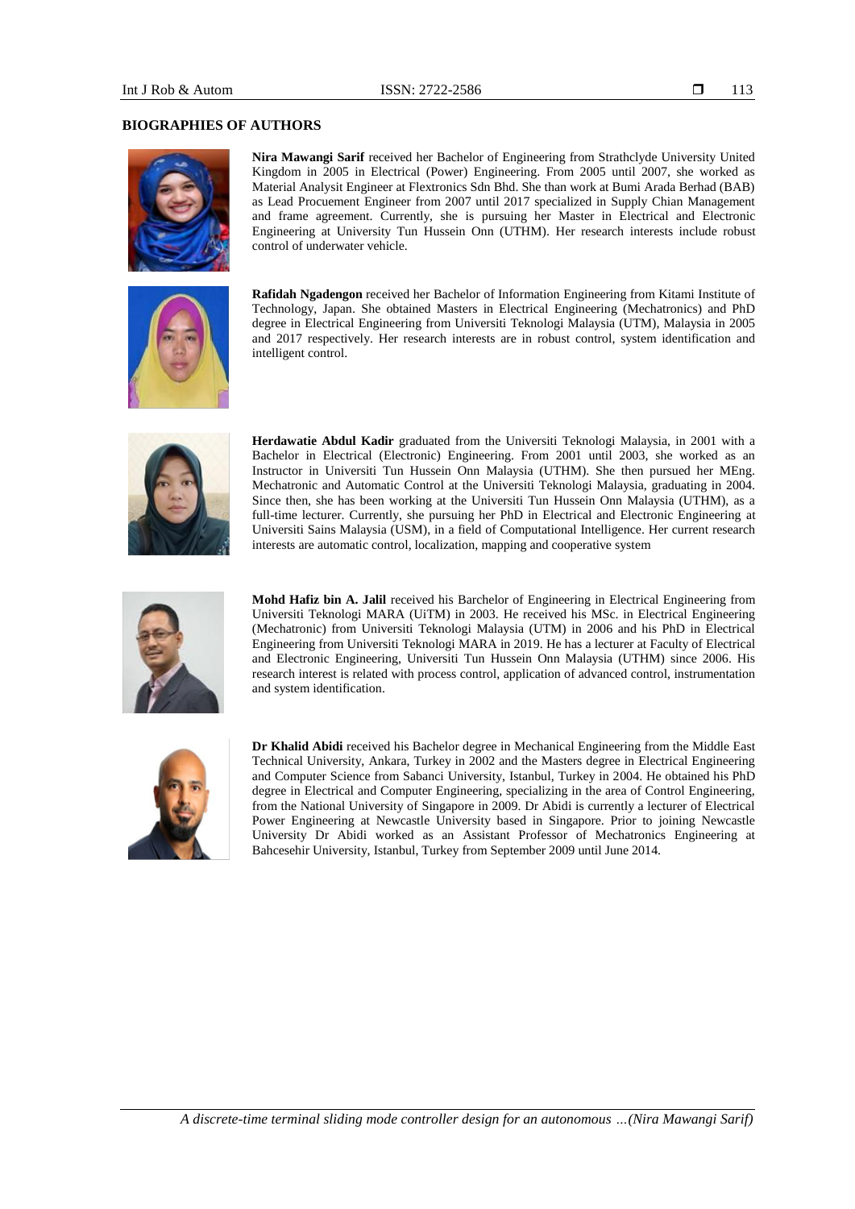## BIOGRAPHIES OF AUTHORS

**Nira Mawangi Sarif** received her Bachelor of Engineering from Strathclyde University United Kingdom in 2005 in Electrical (Power) Engineering. From 2005 until 2007, she worked as Material Analysit Engineer at Flextronics Sdn Bhd. She than work at Bumi Arada Berhad (BAB) as Lead Procuement Engineer from 2007 until 2017 specialized in Supply Chian Management and frame agreement. Currently, she is pursuing her Master in Electrical and Electronic Engineering at University Tun Hussein Onn (UTHM). Her research interests include robust control of underwater vehicle.

**Rafidah Ngadengon** received her Bachelor of Information Engineering from Kitami Institute of Technology, Japan. She obtained Masters in Electrical Engineering (Mechatronics) and PhD degree in Electrical Engineering from Universiti Teknologi Malaysia (UTM), Malaysia in 2005 and 2017 respectively. Her research interests are in robust control, system identification and intelligent control.

**Herdawatie Abdul Kadir** graduated from the Universiti Teknologi Malaysia, in 2001 with a Bachelor in Electrical (Electronic) Engineering. From 2001 until 2003, she worked as an Instructor in Universiti Tun Hussein Onn Malaysia (UTHM). She then pursued her MEng. Mechatronic and Automatic Control at the Universiti Teknologi Malaysia, graduating in 2004. Since then, she has been working at the Universiti Tun Hussein Onn Malaysia (UTHM), as a full-time lecturer. Currently, she pursuing her PhD in Electrical and Electronic Engineering at Universiti Sains Malaysia (USM), in a field of Computational Intelligence. Her current research interests are automatic control, localization, mapping and cooperative system

**Mohd Hafiz bin A. Jalil** received his Barchelor of Engineering in Electrical Engineering from Universiti Teknologi MARA (UiTM) in 2003. He received his MSc. in Electrical Engineering (Mechatronic) from Universiti Teknologi Malaysia (UTM) in 2006 and his PhD in Electrical Engineering from Universiti Teknologi MARA in 2019. He has a lecturer at Faculty of Electrical and Electronic Engineering, Universiti Tun Hussein Onn Malaysia (UTHM) since 2006. His research interest is related with process control, application of advanced control, instrumentation and system identification.

**Dr Khalid Abidi** received his Bachelor degree in Mechanical Engineering from the Middle East Technical University, Ankara, Turkey in 2002 and the Masters degree in Electrical Engineering and Computer Science from Sabanci University, Istanbul, Turkey in 2004. He obtained his PhD degree in Electrical and Computer Engineering, specializing in the area of Control Engineering, from the National University of Singapore in 2009. Dr Abidi is currently a lecturer of Electrical Power Engineering at Newcastle University based in Singapore. Prior to joining Newcastle University Dr Abidi worked as an Assistant Professor of Mechatronics Engineering at Bahcesehir University, Istanbul, Turkey from September 2009 until June 2014.